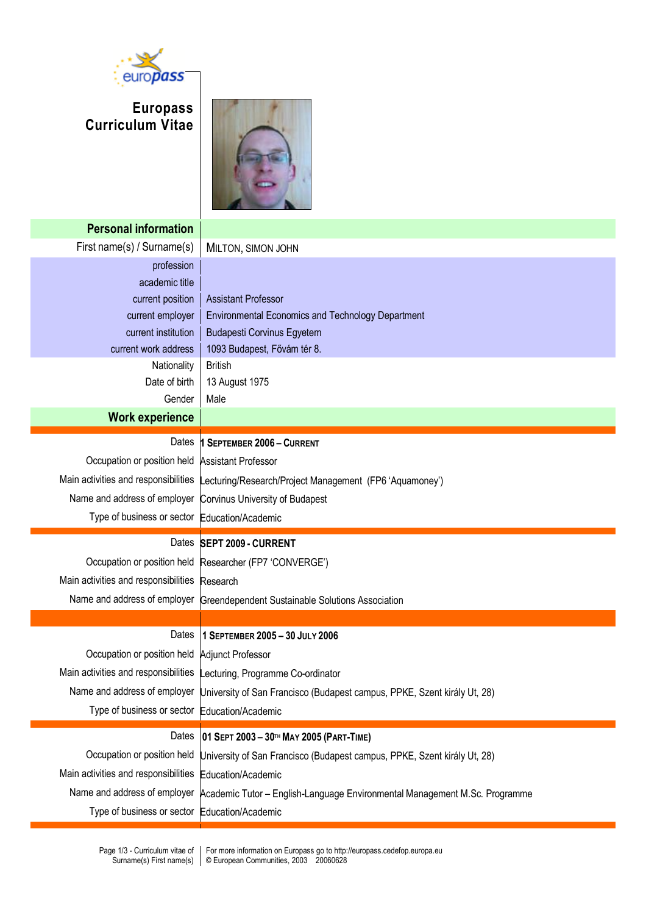# Europass Curriculum Vitae

## Personal information

| | |
|---|---|
| First name(s) / Surname(s) | MILTON, SIMON JOHN |
| profession | |
| academic title | |
| current position | Assistant Professor |
| current employer | Environmental Economics and Technology Department |
| current institution | Budapesti Corvinus Egyetem |
| current work address | 1093 Budapest, Fővám tér 8. |
| Nationality | British |
| Date of birth | 13 August 1975 |
| Gender | Male |

## Work experience

| | |
|---|---|
| Dates | **1 SEPTEMBER 2006 – CURRENT** |
| Occupation or position held | Assistant Professor |
| Main activities and responsibilities | Lecturing/Research/Project Management (FP6 'Aquamoney') |
| Name and address of employer | Corvinus University of Budapest |
| Type of business or sector | Education/Academic |

| | |
|---|---|
| Dates | **SEPT 2009 - CURRENT** |
| Occupation or position held | Researcher (FP7 'CONVERGE') |
| Main activities and responsibilities | Research |
| Name and address of employer | Greendependent Sustainable Solutions Association |

| | |
|---|---|
| Dates | **1 SEPTEMBER 2005 – 30 JULY 2006** |
| Occupation or position held | Adjunct Professor |
| Main activities and responsibilities | Lecturing, Programme Co-ordinator |
| Name and address of employer | University of San Francisco (Budapest campus, PPKE, Szent király Ut, 28) |
| Type of business or sector | Education/Academic |

| | |
|---|---|
| Dates | **01 SEPT 2003 – 30TH MAY 2005 (PART-TIME)** |
| Occupation or position held | University of San Francisco (Budapest campus, PPKE, Szent király Ut, 28) |
| Main activities and responsibilities | Education/Academic |
| Name and address of employer | Academic Tutor – English-Language Environmental Management M.Sc. Programme |
| Type of business or sector | Education/Academic |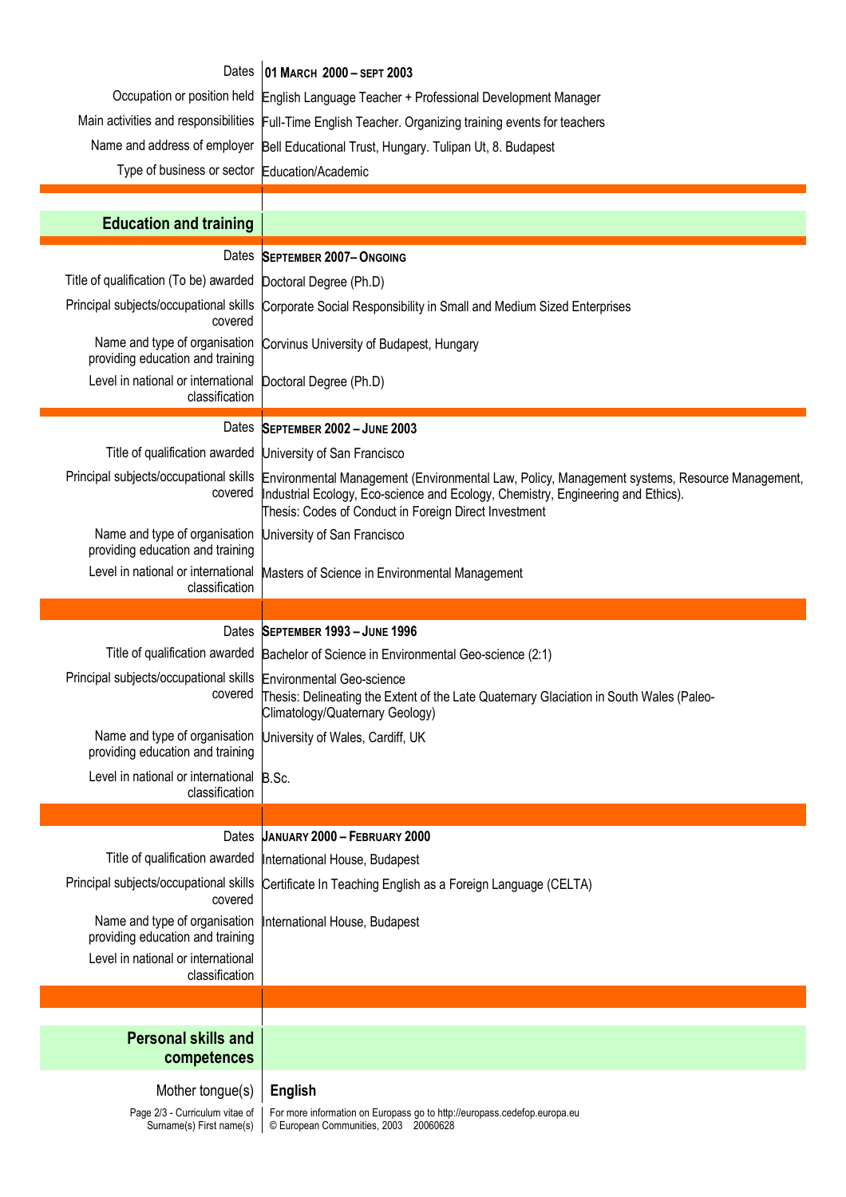| | |
|---|---|
| Dates | **01 MARCH 2000 – SEPT 2003** |
| Occupation or position held | English Language Teacher + Professional Development Manager |
| Main activities and responsibilities | Full-Time English Teacher. Organizing training events for teachers |
| Name and address of employer | Bell Educational Trust, Hungary. Tulipan Ut, 8. Budapest |
| Type of business or sector | Education/Academic |

## Education and training

| | |
|---|---|
| Dates | **SEPTEMBER 2007– ONGOING** |
| Title of qualification (To be) awarded | Doctoral Degree (Ph.D) |
| Principal subjects/occupational skills covered | Corporate Social Responsibility in Small and Medium Sized Enterprises |
| Name and type of organisation providing education and training | Corvinus University of Budapest, Hungary |
| Level in national or international classification | Doctoral Degree (Ph.D) |

| | |
|---|---|
| Dates | **SEPTEMBER 2002 – JUNE 2003** |
| Title of qualification awarded | University of San Francisco |
| Principal subjects/occupational skills covered | Environmental Management (Environmental Law, Policy, Management systems, Resource Management, Industrial Ecology, Eco-science and Ecology, Chemistry, Engineering and Ethics). Thesis: Codes of Conduct in Foreign Direct Investment |
| Name and type of organisation providing education and training | University of San Francisco |
| Level in national or international classification | Masters of Science in Environmental Management |

| | |
|---|---|
| Dates | **SEPTEMBER 1993 – JUNE 1996** |
| Title of qualification awarded | Bachelor of Science in Environmental Geo-science (2:1) |
| Principal subjects/occupational skills covered | Environmental Geo-science<br>Thesis: Delineating the Extent of the Late Quaternary Glaciation in South Wales (Paleo-Climatology/Quaternary Geology) |
| Name and type of organisation providing education and training | University of Wales, Cardiff, UK |
| Level in national or international classification | B.Sc. |

| | |
|---|---|
| Dates | **JANUARY 2000 – FEBRUARY 2000** |
| Title of qualification awarded | International House, Budapest |
| Principal subjects/occupational skills covered | Certificate In Teaching English as a Foreign Language (CELTA) |
| Name and type of organisation providing education and training | International House, Budapest |
| Level in national or international classification | |

## Personal skills and competences

| | |
|---|---|
| Mother tongue(s) | **English** |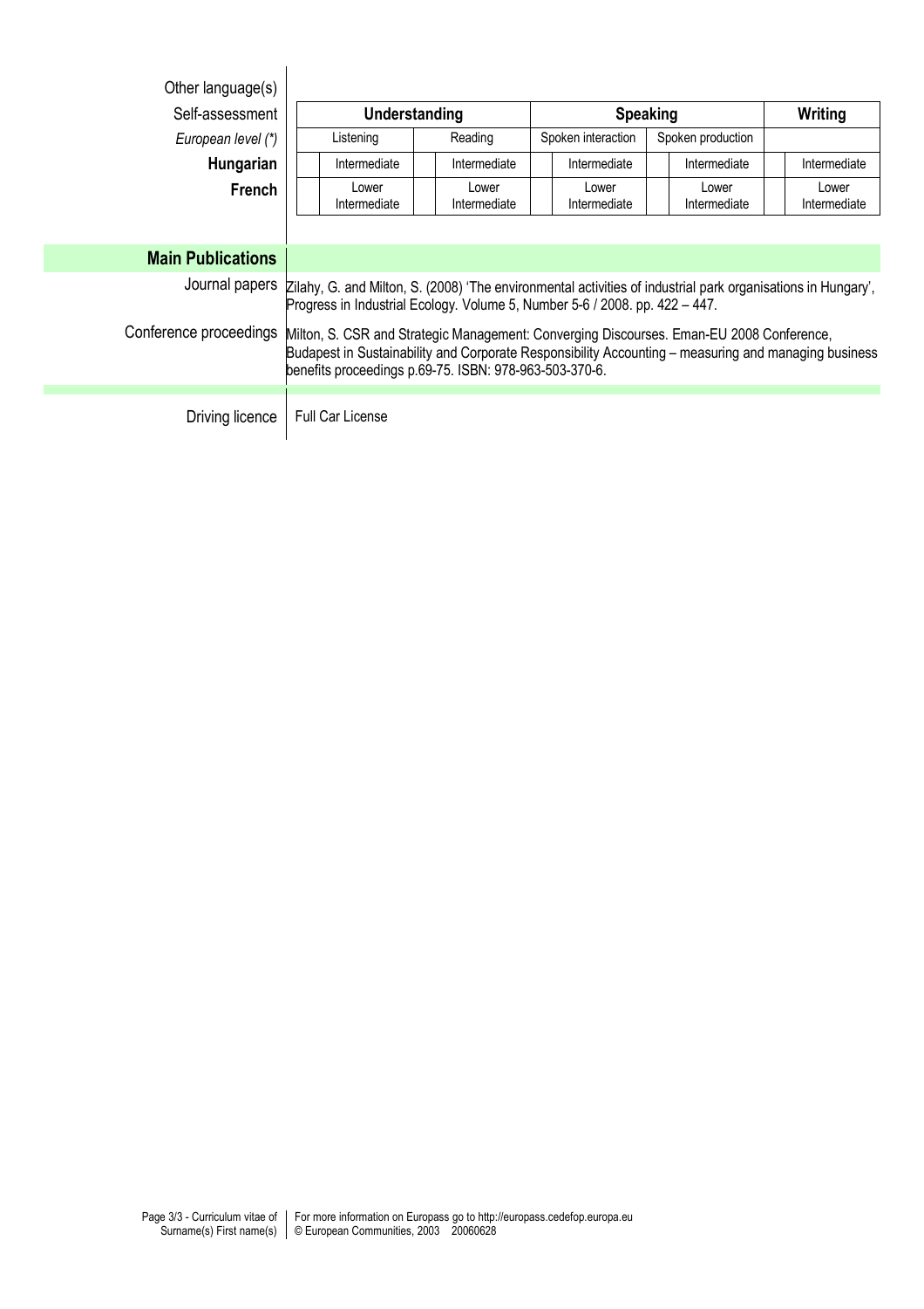Other language(s)

| Self-assessment | Understanding | | Speaking | | Writing |
| --- | --- | --- | --- | --- | --- |
| *European level (\*)* | Listening | Reading | Spoken interaction | Spoken production | |
| **Hungarian** | Intermediate | Intermediate | Intermediate | Intermediate | Intermediate |
| **French** | Lower Intermediate | Lower Intermediate | Lower Intermediate | Lower Intermediate | Lower Intermediate |

## Main Publications

Journal papers — Zilahy, G. and Milton, S. (2008) 'The environmental activities of industrial park organisations in Hungary', Progress in Industrial Ecology. Volume 5, Number 5-6 / 2008. pp. 422 – 447.

Conference proceedings — Milton, S. CSR and Strategic Management: Converging Discourses. Eman-EU 2008 Conference, Budapest in Sustainability and Corporate Responsibility Accounting – measuring and managing business benefits proceedings p.69-75. ISBN: 978-963-503-370-6.

Driving licence — Full Car License